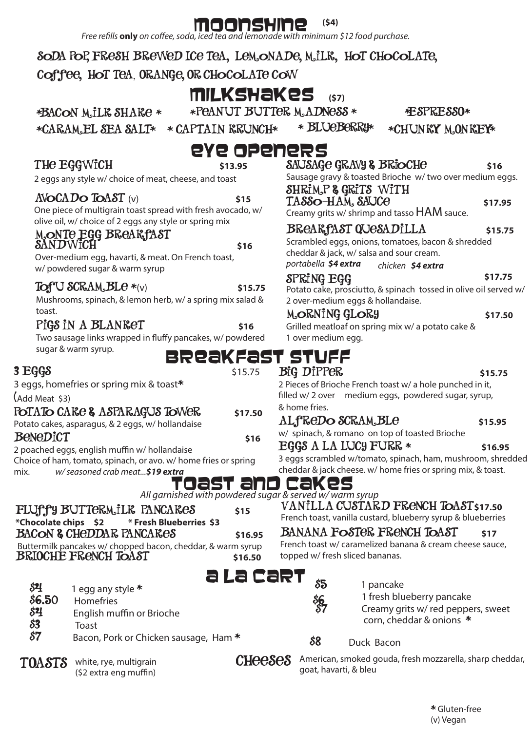# Moonshine ($4)

*Free refills **only** on coffee, soda, iced tea and lemonade with minimum $12 food purchase.*

Soda Pop, Fresh Brewed Ice Tea, Lemonade, Milk, Hot Chocolate, Coffee, Hot Tea, Orange, or Chocolate Cow

# Milkshakes ($7)

*Bacon Milk Shake* *Peanut Butter Madness* *Espresso* *Caramel Sea Salt* *Captain Krunch* *Blueberry* *Chunky Monkey*

# Eye Openers

### The Eggwich $13.95
2 eggs any style w/ choice of meat, cheese, and toast

### Avocado Toast (v) $15
One piece of multigrain toast spread with fresh avocado, w/ olive oil, w/ choice of 2 eggs any style or spring mix

### Monte Egg Breakfast Sandwich $16
Over-medium egg, havarti, & meat. On French toast, w/ powdered sugar & warm syrup

### Tofu Scramble *(v) $15.75
Mushrooms, spinach, & lemon herb, w/ a spring mix salad & toast.

### Pigs in a Blanket $16
Two sausage links wrapped in fluffy pancakes, w/ powdered sugar & warm syrup.

### Sausage Gravy & Brioche $16
Sausage gravy & toasted Brioche w/ two over medium eggs.

### Shrimp & Grits with Tasso-Ham Sauce $17.95
Creamy grits w/ shrimp and tasso HAM sauce.

### Breakfast Quesadilla $15.75
Scrambled eggs, onions, tomatoes, bacon & shredded cheddar & jack, w/ salsa and sour cream.

*portabella **$4 extra*** *chicken **$4 extra***

### Spring Egg $17.75
Potato cake, prosciutto, & spinach tossed in olive oil served w/ 2 over-medium eggs & hollandaise.

### Morning Glory $17.50
Grilled meatloaf on spring mix w/ a potato cake & 1 over medium egg.

# Breakfast Stuff

### 3 Eggs $15.75
3 eggs, homefries or spring mix & toast*

(Add Meat $3)

### Potato Cake & Asparagus Tower $17.50
Potato cakes, asparagus, & 2 eggs, w/ hollandaise

### Benedict $16
2 poached eggs, english muffin w/ hollandaise

Choice of ham, tomato, spinach, or avo. w/ home fries or spring mix. *w/ seasoned crab meat...**$19 extra***

### Big Dipper $15.75
2 Pieces of Brioche French toast w/ a hole punched in it, filled w/ 2 over medium eggs, powdered sugar, syrup, & home fries.

### Alfredo Scramble $15.95
w/ spinach, & romano on top of toasted Brioche

### Eggs a la Lucy Furr * $16.95
3 eggs scrambled w/tomato, spinach, ham, mushroom, shredded cheddar & jack cheese. w/ home fries or spring mix, & toast.

# Toast and Cakes

*All garnished with powdered sugar & served w/ warm syrup*

### Fluffy Buttermilk Pancakes $15
***Chocolate chips $2 * Fresh Blueberries $3***

### Bacon & Cheddar Pancakes $16.95
Buttermilk pancakes w/ chopped bacon, cheddar, & warm syrup

### Brioche French Toast $16.50

### Vanilla Custard French Toast $17.50
French toast, vanilla custard, blueberry syrup & blueberries

### Banana Foster French Toast $17
French toast w/ caramelized banana & cream cheese sauce, topped w/ fresh sliced bananas.

# A La Cart

- $4 — 1 egg any style *
- $6.50 — Homefries
- $4 — English muffin or Brioche
- $3 — Toast
- $7 — Bacon, Pork or Chicken sausage, Ham *
- $5 — 1 pancake
- $6 — 1 fresh blueberry pancake
- $7 — Creamy grits w/ red peppers, sweet corn, cheddar & onions *
- $8 — Duck Bacon

**Toasts** white, rye, multigrain ($2 extra eng muffin)

**Cheeses** American, smoked gouda, fresh mozzarella, sharp cheddar, goat, havarti, & bleu

\* Gluten-free
(v) Vegan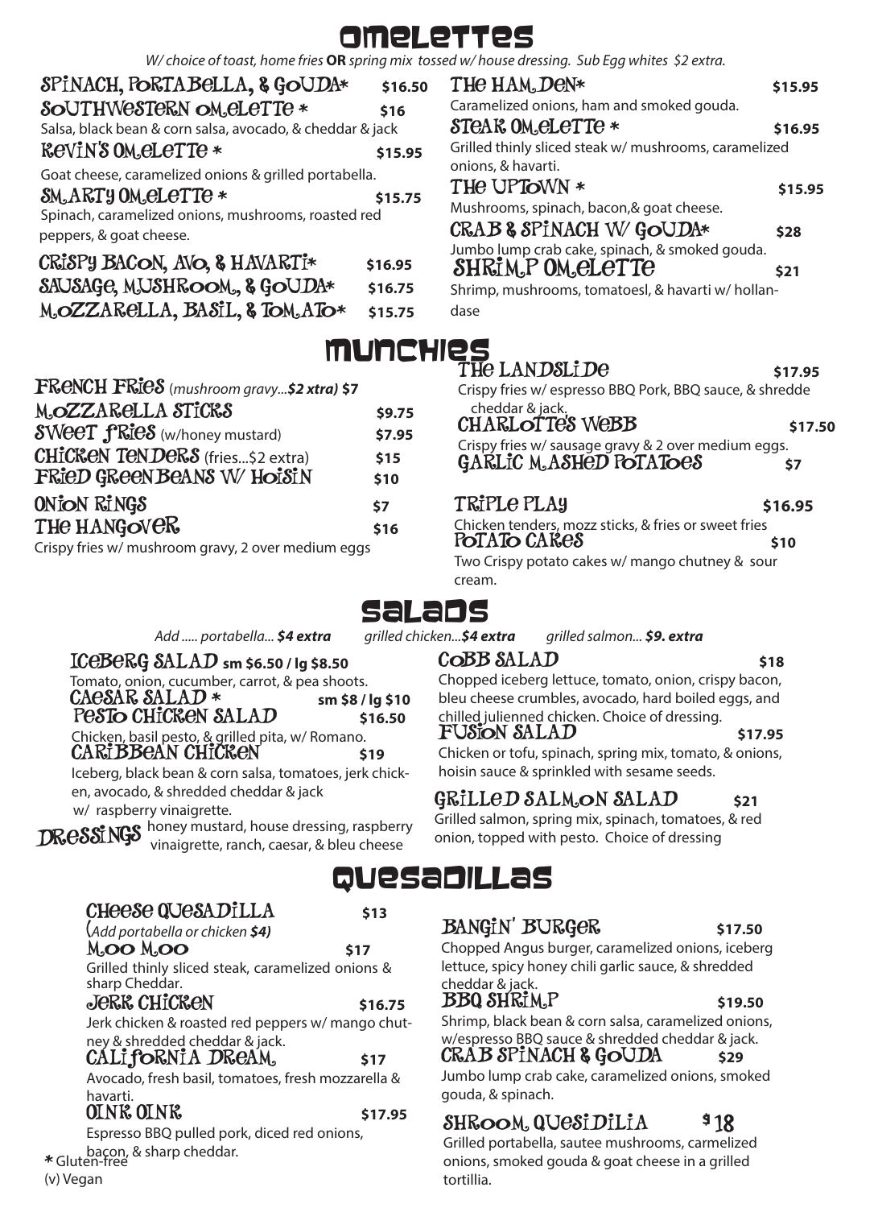# Omelettes

*W/ choice of toast, home fries* **OR** *spring mix tossed w/ house dressing. Sub Egg whites $2 extra.*

**SPINACH, PORTABELLA, & GOUDA*** **$16.50**

**SOUTHWESTERN OMELETTE *** **$16**
Salsa, black bean & corn salsa, avocado, & cheddar & jack

**KEVIN'S OMELETTE *** **$15.95**
Goat cheese, caramelized onions & grilled portabella.

**SMARTY OMELETTE *** **$15.75**
Spinach, caramelized onions, mushrooms, roasted red peppers, & goat cheese.

**CRISPY BACON, AVO, & HAVARTI*** **$16.95**

**SAUSAGE, MUSHROOM, & GOUDA*** **$16.75**

**MOZZARELLA, BASIL, & TOMATO*** **$15.75**

**THE HAM DEN*** **$15.95**
Caramelized onions, ham and smoked gouda.

**STEAK OMELETTE *** **$16.95**
Grilled thinly sliced steak w/ mushrooms, caramelized onions, & havarti.

**THE UPTOWN *** **$15.95**
Mushrooms, spinach, bacon,& goat cheese.

**CRAB & SPINACH W/ GOUDA*** **$28**
Jumbo lump crab cake, spinach, & smoked gouda.

**SHRIMP OMELETTE** **$21**
Shrimp, mushrooms, tomatoesl, & havarti w/ hollandase

# Munchies

**FRENCH FRIES** (*mushroom gravy...**$2 xtra)*** **$7**

**MOZZARELLA STICKS** **$9.75**

**SWEET FRIES** (w/honey mustard) **$7.95**

**CHICKEN TENDERS** (fries...$2 extra) **$15**

**FRIED GREEN BEANS W/ HOISIN** **$10**

**ONION RINGS** **$7**

**THE HANGOVER** **$16**
Crispy fries w/ mushroom gravy, 2 over medium eggs

**THE LANDSLIDE** **$17.95**
Crispy fries w/ espresso BBQ Pork, BBQ sauce, & shredde cheddar & jack.

**CHARLOTTE'S WEBB** **$17.50**
Crispy fries w/ sausage gravy & 2 over medium eggs.

**GARLIC MASHED POTATOES** **$7**

**TRIPLE PLAY** **$16.95**
Chicken tenders, mozz sticks, & fries or sweet fries

**POTATO CAKES** **$10**
Two Crispy potato cakes w/ mango chutney & sour cream.

# Salads

*Add ..... portabella... **$4 extra*** *grilled chicken...**$4 extra*** *grilled salmon... **$9. extra***

**ICEBERG SALAD** **sm $6.50 / lg $8.50**
Tomato, onion, cucumber, carrot, & pea shoots.

**CAESAR SALAD *** **sm $8 / lg $10**

**PESTO CHICKEN SALAD** **$16.50**
Chicken, basil pesto, & grilled pita, w/ Romano.

**CARIBBEAN CHICKEN** **$19**
Iceberg, black bean & corn salsa, tomatoes, jerk chicken, avocado, & shredded cheddar & jack w/ raspberry vinaigrette.

**DRESSINGS** honey mustard, house dressing, raspberry vinaigrette, ranch, caesar, & bleu cheese

**COBB SALAD** **$18**
Chopped iceberg lettuce, tomato, onion, crispy bacon, bleu cheese crumbles, avocado, hard boiled eggs, and chilled julienned chicken. Choice of dressing.

**FUSION SALAD** **$17.95**
Chicken or tofu, spinach, spring mix, tomato, & onions, hoisin sauce & sprinkled with sesame seeds.

**GRILLED SALMON SALAD** **$21**
Grilled salmon, spring mix, spinach, tomatoes, & red onion, topped with pesto. Choice of dressing

# Quesadillas

**CHEESE QUESADILLA** **$13**
(*Add portabella or chicken $4)*

**MOO MOO** **$17**
Grilled thinly sliced steak, caramelized onions & sharp Cheddar.

**JERK CHICKEN** **$16.75**
Jerk chicken & roasted red peppers w/ mango chutney & shredded cheddar & jack.

**CALIFORNIA DREAM** **$17**
Avocado, fresh basil, tomatoes, fresh mozzarella & havarti.

**OINK OINK** **$17.95**
Espresso BBQ pulled pork, diced red onions, bacon, & sharp cheddar.

**BANGIN' BURGER** **$17.50**
Chopped Angus burger, caramelized onions, iceberg lettuce, spicy honey chili garlic sauce, & shredded cheddar & jack.

**BBQ SHRIMP** **$19.50**
Shrimp, black bean & corn salsa, caramelized onions, w/espresso BBQ sauce & shredded cheddar & jack.

**CRAB SPINACH & GOUDA** **$29**
Jumbo lump crab cake, caramelized onions, smoked gouda, & spinach.

**SHROOM QUESIDILIA** **$18**
Grilled portabella, sautee mushrooms, carmelized onions, smoked gouda & goat cheese in a grilled tortillia.

* Gluten-free
(v) Vegan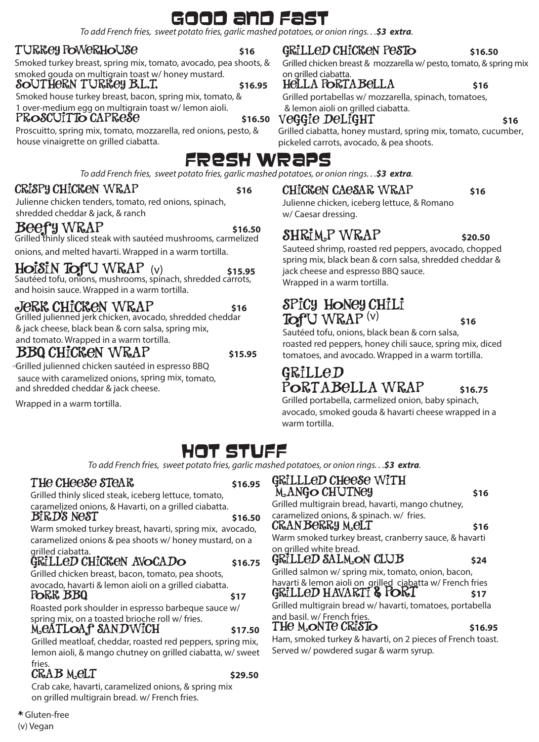# GOOD AND FAST

*To add French fries, sweet potato fries, garlic mashed potatoes, or onion rings. . .**$3 extra**.*

### TURKEY POWERHOUSE — $16
Smoked turkey breast, spring mix, tomato, avocado, pea shoots, & smoked gouda on multigrain toast w/ honey mustard.

### SOUTHERN TURKEY B.L.T. — $16.95
Smoked house turkey breast, bacon, spring mix, tomato, & 1 over-medium egg on multigrain toast w/ lemon aioli.

### PROSCUITTO CAPRESE — $16.50
Proscuitto, spring mix, tomato, mozzarella, red onions, pesto, & house vinaigrette on grilled ciabatta.

### GRILLED CHICKEN PESTO — $16.50
Grilled chicken breast & mozzarella w/ pesto, tomato, & spring mix on grilled ciabatta.

### HELLA PORTABELLA — $16
Grilled portabellas w/ mozzarella, spinach, tomatoes, & lemon aioli on grilled ciabatta.

### VEGGIE DELIGHT — $16
Grilled ciabatta, honey mustard, spring mix, tomato, cucumber, pickeled carrots, avocado, & pea shoots.

# FRESH WRAPS

*To add French fries, sweet potato fries, garlic mashed potatoes, or onion rings. . .**$3 extra**.*

### CRISPY CHICKEN WRAP — $16
Julienne chicken tenders, tomato, red onions, spinach, shredded cheddar & jack, & ranch

### BEEFY WRAP — $16.50
Grilled thinly sliced steak with sautéed mushrooms, carmelized onions, and melted havarti. Wrapped in a warm tortilla.

### HOISIN TOFU WRAP (v) — $15.95
Sautéed tofu, onions, mushrooms, spinach, shredded carrots, and hoisin sauce. Wrapped in a warm tortilla.

### JERK CHICKEN WRAP — $16
Grilled julienned jerk chicken, avocado, shredded cheddar & jack cheese, black bean & corn salsa, spring mix, and tomato. Wrapped in a warm tortilla.

### BBQ CHICKEN WRAP — $15.95
Grilled julienned chicken sautéed in espresso BBQ sauce with caramelized onions, spring mix, tomato, and shredded cheddar & jack cheese.

Wrapped in a warm tortilla.

### CHICKEN CAESAR WRAP — $16
Julienne chicken, iceberg lettuce, & Romano w/ Caesar dressing.

### SHRIMP WRAP — $20.50
Sauteed shrimp, roasted red peppers, avocado, chopped spring mix, black bean & corn salsa, shredded cheddar & jack cheese and espresso BBQ sauce. Wrapped in a warm tortilla.

### SPICY HONEY CHILI TOFU WRAP (v) — $16
Sautéed tofu, onions, black bean & corn salsa, roasted red peppers, honey chili sauce, spring mix, diced tomatoes, and avocado. Wrapped in a warm tortilla.

### GRILLED PORTABELLA WRAP — $16.75
Grilled portabella, carmelized onion, baby spinach, avocado, smoked gouda & havarti cheese wrapped in a warm tortilla.

# HOT STUFF

*To add French fries, sweet potato fries, garlic mashed potatoes, or onion rings. . .**$3 extra**.*

### THE CHEESE STEAK — $16.95
Grilled thinly sliced steak, iceberg lettuce, tomato, caramelized onions, & Havarti, on a grilled ciabatta.

### BIRD'S NEST — $16.50
Warm smoked turkey breast, havarti, spring mix, avocado, caramelized onions & pea shoots w/ honey mustard, on a grilled ciabatta.

### GRILLED CHICKEN AVOCADO — $16.75
Grilled chicken breast, bacon, tomato, pea shoots, avocado, havarti & lemon aioli on a grilled ciabatta.

### PORK BBQ — $17
Roasted pork shoulder in espresso barbeque sauce w/ spring mix, on a toasted brioche roll w/ fries.

### MEATLOAF SANDWICH — $17.50
Grilled meatloaf, cheddar, roasted red peppers, spring mix, lemon aioli, & mango chutney on grilled ciabatta, w/ sweet fries.

### CRAB MELT — $29.50
Crab cake, havarti, caramelized onions, & spring mix on grilled multigrain bread. w/ French fries.

### GRILLLED CHEESE WITH MANGO CHUTNEY — $16
Grilled multigrain bread, havarti, mango chutney, caramelized onions, & spinach. w/ fries.

### CRANBERRY MELT — $16
Warm smoked turkey breast, cranberry sauce, & havarti on grilled white bread.

### GRILLED SALMON CLUB — $24
Grilled salmon w/ spring mix, tomato, onion, bacon, havarti & lemon aioli on grilled ciabatta w/ French fries

### GRILLED HAVARTI & PORT — $17
Grilled multigrain bread w/ havarti, tomatoes, portabella and basil. w/ French fries.

### THE MONTE CRISTO — $16.95
Ham, smoked turkey & havarti, on 2 pieces of French toast. Served w/ powdered sugar & warm syrup.

**\*** Gluten-free
(v) Vegan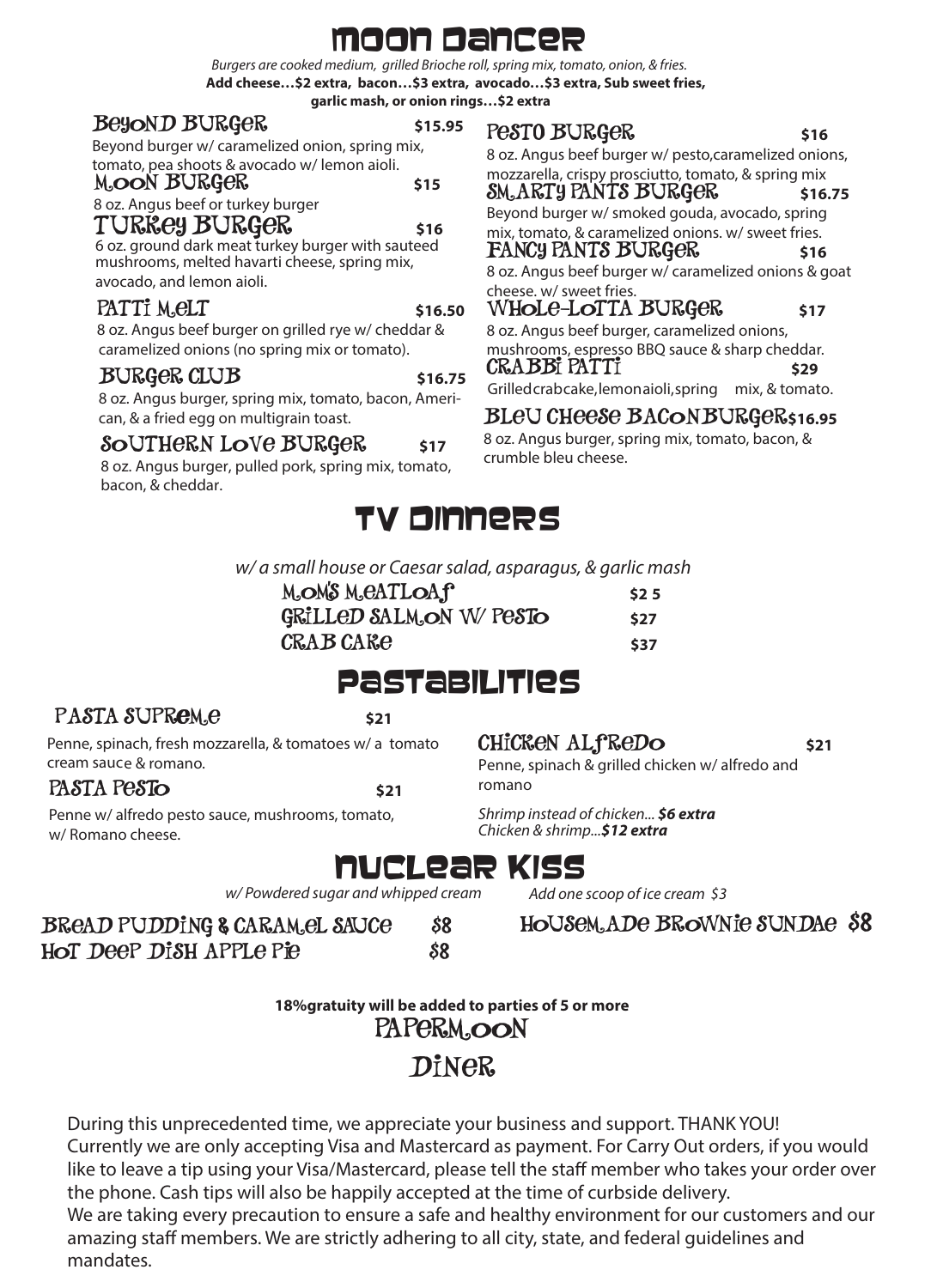# MOON DANCER

*Burgers are cooked medium, grilled Brioche roll, spring mix, tomato, onion, & fries.*

**Add cheese…$2 extra, bacon…$3 extra, avocado…$3 extra, Sub sweet fries, garlic mash, or onion rings…$2 extra**

### BEYOND BURGER — $15.95
Beyond burger w/ caramelized onion, spring mix, tomato, pea shoots & avocado w/ lemon aioli.

### MOON BURGER — $15
8 oz. Angus beef or turkey burger

### TURKEY BURGER — $16
6 oz. ground dark meat turkey burger with sauteed mushrooms, melted havarti cheese, spring mix, avocado, and lemon aioli.

### PATTI MELT — $16.50
8 oz. Angus beef burger on grilled rye w/ cheddar & caramelized onions (no spring mix or tomato).

### BURGER CLUB — $16.75
8 oz. Angus burger, spring mix, tomato, bacon, American, & a fried egg on multigrain toast.

### SOUTHERN LOVE BURGER — $17
8 oz. Angus burger, pulled pork, spring mix, tomato, bacon, & cheddar.

### PESTO BURGER — $16
8 oz. Angus beef burger w/ pesto,caramelized onions, mozzarella, crispy prosciutto, tomato, & spring mix

### SMARTY PANTS BURGER — $16.75
Beyond burger w/ smoked gouda, avocado, spring mix, tomato, & caramelized onions. w/ sweet fries.

### FANCY PANTS BURGER — $16
8 oz. Angus beef burger w/ caramelized onions & goat cheese. w/ sweet fries.

### WHOLE-LOTTA BURGER — $17
8 oz. Angus beef burger, caramelized onions, mushrooms, espresso BBQ sauce & sharp cheddar.

### CRABBI PATTI — $29
Grilled crabcake, lemon aioli, spring mix, & tomato.

### BLEU CHEESE BACON BURGER — $16.95
8 oz. Angus burger, spring mix, tomato, bacon, & crumble bleu cheese.

# TV DINNERS

*w/ a small house or Caesar salad, asparagus, & garlic mash*

| | |
|---|---|
| MOM'S MEATLOAF | $25 |
| GRILLED SALMON W/ PESTO | $27 |
| CRAB CAKE | $37 |

# PASTABILITIES

### PASTA SUPREME — $21
Penne, spinach, fresh mozzarella, & tomatoes w/ a tomato cream sauce & romano.

### PASTA PESTO — $21
Penne w/ alfredo pesto sauce, mushrooms, tomato, w/ Romano cheese.

### CHICKEN ALFREDO — $21
Penne, spinach & grilled chicken w/ alfredo and romano

*Shrimp instead of chicken... **$6 extra***
*Chicken & shrimp...**$12 extra***

# NUCLEAR KISS

*w/ Powdered sugar and whipped cream* *Add one scoop of ice cream $3*

| | |
|---|---|
| BREAD PUDDING & CARAMEL SAUCE | $8 |
| HOT DEEP DISH APPLE PIE | $8 |
| HOUSEMADE BROWNIE SUNDAE | $8 |

**18%gratuity will be added to parties of 5 or more**

PAPERMOON DINER

During this unprecedented time, we appreciate your business and support. THANK YOU!
Currently we are only accepting Visa and Mastercard as payment. For Carry Out orders, if you would like to leave a tip using your Visa/Mastercard, please tell the staff member who takes your order over the phone. Cash tips will also be happily accepted at the time of curbside delivery.
We are taking every precaution to ensure a safe and healthy environment for our customers and our amazing staff members. We are strictly adhering to all city, state, and federal guidelines and mandates.